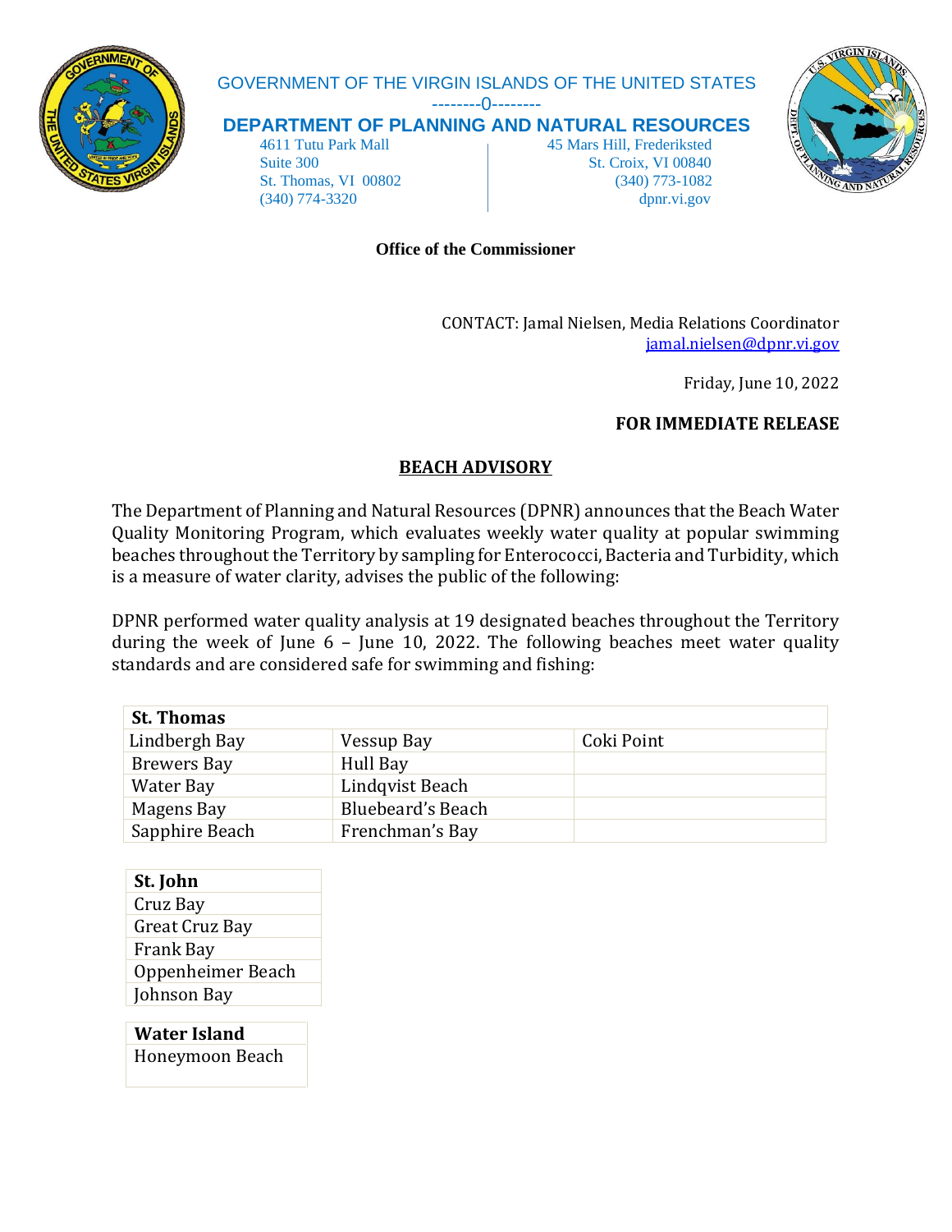GOVERNMENT OF THE VIRGIN ISLANDS OF THE UNITED STATES

--------0--------

**DEPARTMENT OF PLANNING AND NATURAL RESOURCES**

4611 Tutu Park Mall
Suite 300
St. Thomas, VI 00802
(340) 774-3320

45 Mars Hill, Frederiksted
St. Croix, VI 00840
(340) 773-1082
dpnr.vi.gov

**Office of the Commissioner**

CONTACT: Jamal Nielsen, Media Relations Coordinator
jamal.nielsen@dpnr.vi.gov

Friday, June 10, 2022

**FOR IMMEDIATE RELEASE**

## BEACH ADVISORY

The Department of Planning and Natural Resources (DPNR) announces that the Beach Water Quality Monitoring Program, which evaluates weekly water quality at popular swimming beaches throughout the Territory by sampling for Enterococci, Bacteria and Turbidity, which is a measure of water clarity, advises the public of the following:

DPNR performed water quality analysis at 19 designated beaches throughout the Territory during the week of June 6 – June 10, 2022. The following beaches meet water quality standards and are considered safe for swimming and fishing:

| **St. Thomas** | | |
|---|---|---|
| Lindbergh Bay | Vessup Bay | Coki Point |
| Brewers Bay | Hull Bay | |
| Water Bay | Lindqvist Beach | |
| Magens Bay | Bluebeard's Beach | |
| Sapphire Beach | Frenchman's Bay | |

| **St. John** |
|---|
| Cruz Bay |
| Great Cruz Bay |
| Frank Bay |
| Oppenheimer Beach |
| Johnson Bay |

| **Water Island** |
|---|
| Honeymoon Beach |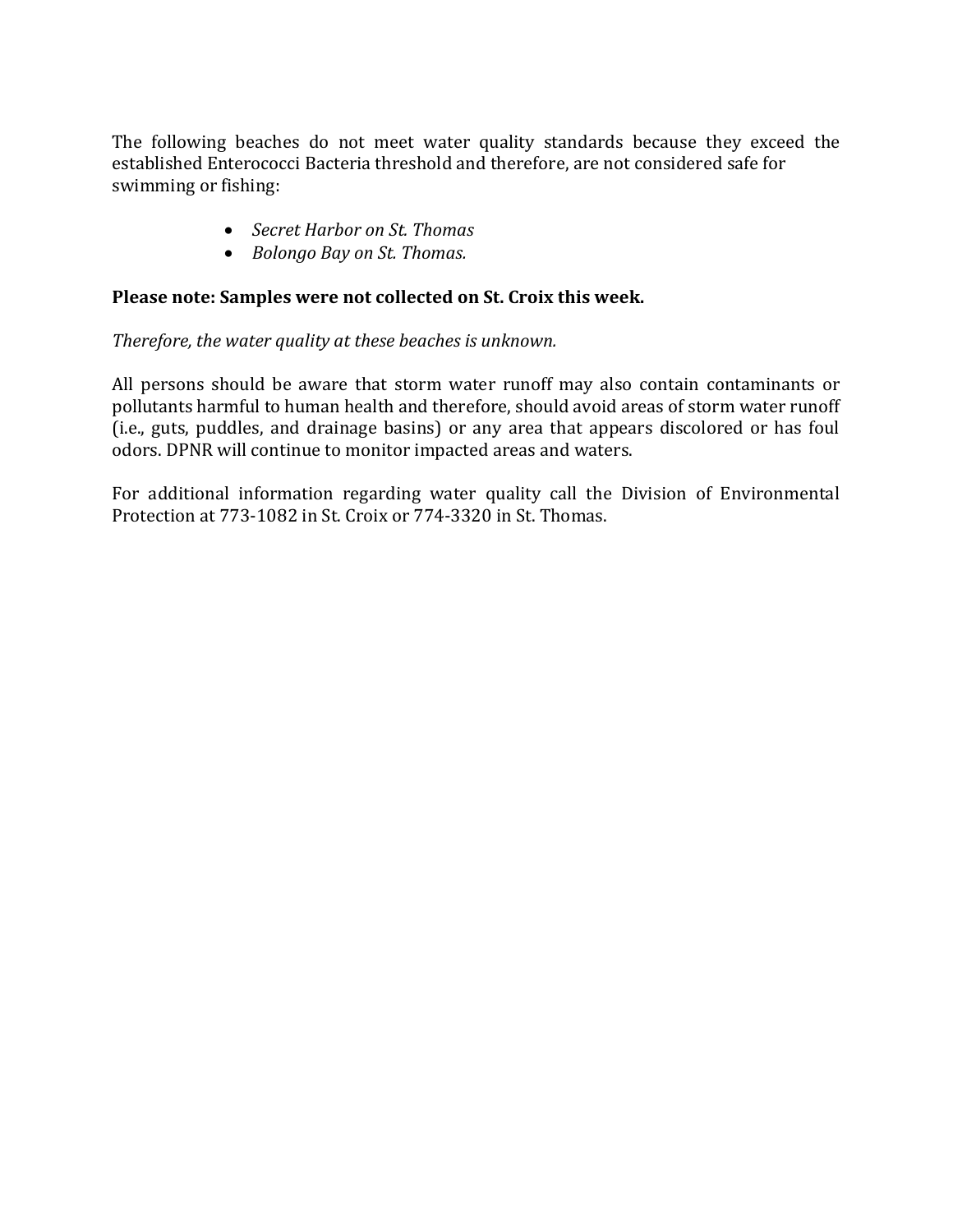The following beaches do not meet water quality standards because they exceed the established Enterococci Bacteria threshold and therefore, are not considered safe for swimming or fishing:

- *Secret Harbor on St. Thomas*
- *Bolongo Bay on St. Thomas.*

**Please note: Samples were not collected on St. Croix this week.**

*Therefore, the water quality at these beaches is unknown.*

All persons should be aware that storm water runoff may also contain contaminants or pollutants harmful to human health and therefore, should avoid areas of storm water runoff (i.e., guts, puddles, and drainage basins) or any area that appears discolored or has foul odors. DPNR will continue to monitor impacted areas and waters.

For additional information regarding water quality call the Division of Environmental Protection at 773-1082 in St. Croix or 774-3320 in St. Thomas.